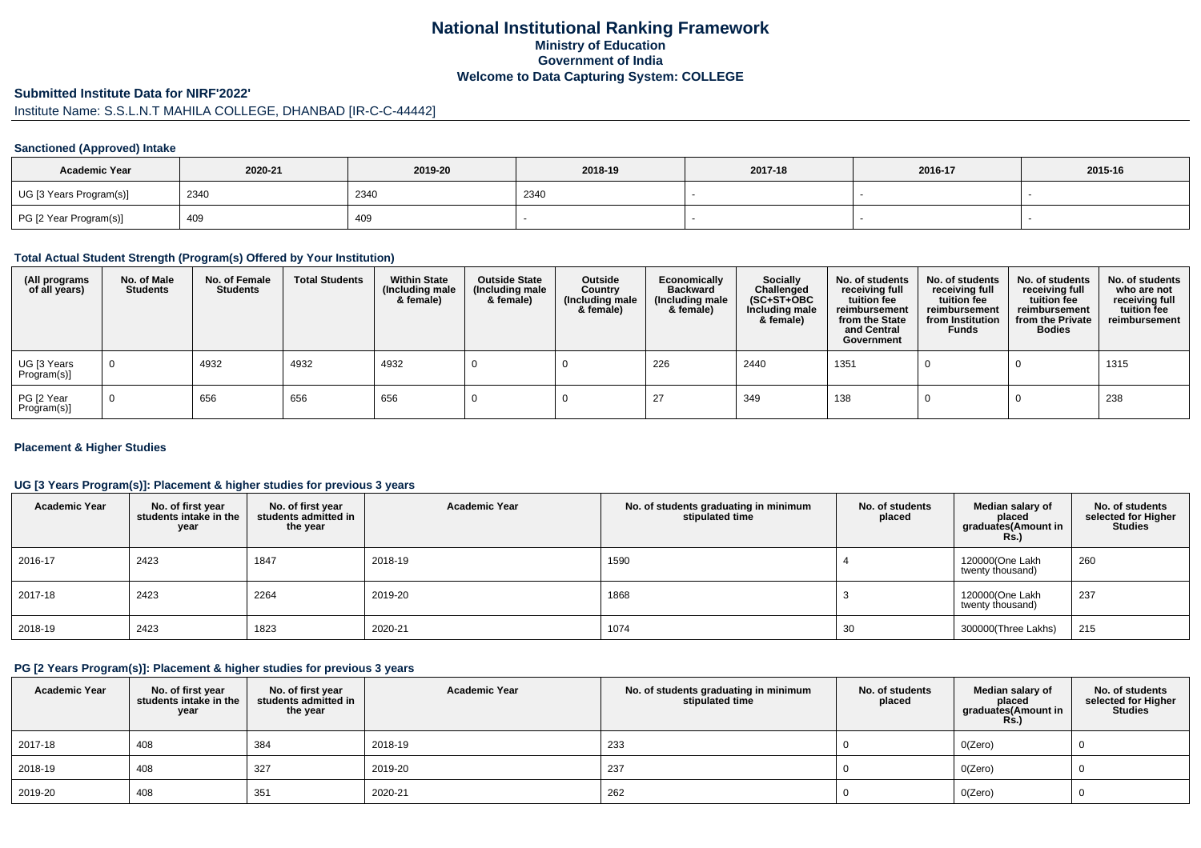# National Institutional Ranking Framework
## Ministry of Education
## Government of India
## Welcome to Data Capturing System: COLLEGE

**Submitted Institute Data for NIRF'2022'**

Institute Name: S.S.L.N.T MAHILA COLLEGE, DHANBAD [IR-C-C-44442]

### Sanctioned (Approved) Intake

| Academic Year | 2020-21 | 2019-20 | 2018-19 | 2017-18 | 2016-17 | 2015-16 |
|---|---|---|---|---|---|---|
| UG [3 Years Program(s)] | 2340 | 2340 | 2340 | - | - | - |
| PG [2 Year Program(s)] | 409 | 409 | - | - | - | - |

### Total Actual Student Strength (Program(s) Offered by Your Institution)

| (All programs of all years) | No. of Male Students | No. of Female Students | Total Students | Within State (Including male & female) | Outside State (Including male & female) | Outside Country (Including male & female) | Economically Backward (Including male & female) | Socially Challenged (SC+ST+OBC Including male & female) | No. of students receiving full tuition fee reimbursement from the State and Central Government | No. of students receiving full tuition fee reimbursement from Institution Funds | No. of students receiving full tuition fee reimbursement from the Private Bodies | No. of students who are not receiving full tuition fee reimbursement |
|---|---|---|---|---|---|---|---|---|---|---|---|---|
| UG [3 Years Program(s)] | 0 | 4932 | 4932 | 4932 | 0 | 0 | 226 | 2440 | 1351 | 0 | 0 | 1315 |
| PG [2 Year Program(s)] | 0 | 656 | 656 | 656 | 0 | 0 | 27 | 349 | 138 | 0 | 0 | 238 |

### Placement & Higher Studies

#### UG [3 Years Program(s)]: Placement & higher studies for previous 3 years

| Academic Year | No. of first year students intake in the year | No. of first year students admitted in the year | Academic Year | No. of students graduating in minimum stipulated time | No. of students placed | Median salary of placed graduates(Amount in Rs.) | No. of students selected for Higher Studies |
|---|---|---|---|---|---|---|---|
| 2016-17 | 2423 | 1847 | 2018-19 | 1590 | 4 | 120000(One Lakh twenty thousand) | 260 |
| 2017-18 | 2423 | 2264 | 2019-20 | 1868 | 3 | 120000(One Lakh twenty thousand) | 237 |
| 2018-19 | 2423 | 1823 | 2020-21 | 1074 | 30 | 300000(Three Lakhs) | 215 |

#### PG [2 Years Program(s)]: Placement & higher studies for previous 3 years

| Academic Year | No. of first year students intake in the year | No. of first year students admitted in the year | Academic Year | No. of students graduating in minimum stipulated time | No. of students placed | Median salary of placed graduates(Amount in Rs.) | No. of students selected for Higher Studies |
|---|---|---|---|---|---|---|---|
| 2017-18 | 408 | 384 | 2018-19 | 233 | 0 | 0(Zero) | 0 |
| 2018-19 | 408 | 327 | 2019-20 | 237 | 0 | 0(Zero) | 0 |
| 2019-20 | 408 | 351 | 2020-21 | 262 | 0 | 0(Zero) | 0 |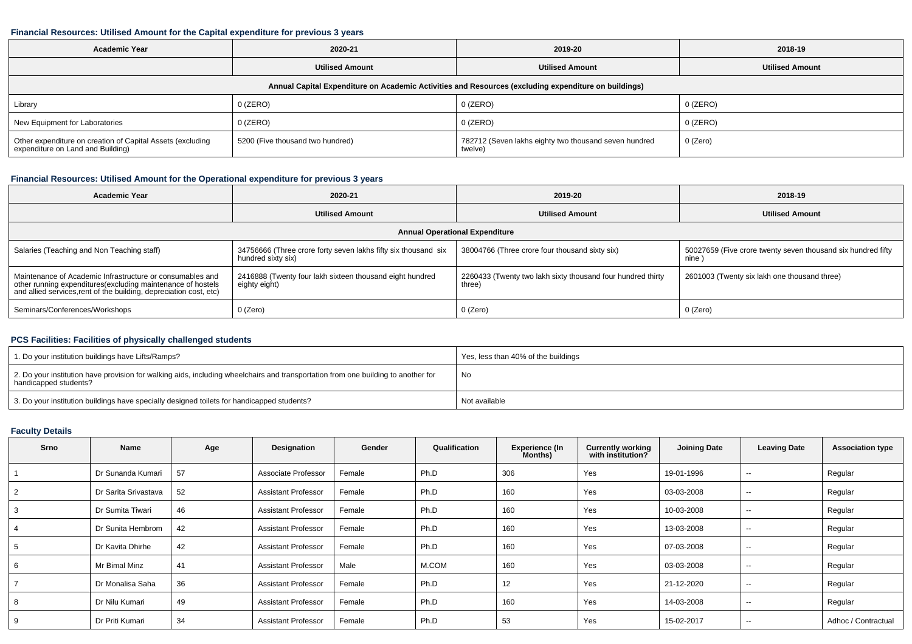### Financial Resources: Utilised Amount for the Capital expenditure for previous 3 years

| Academic Year | 2020-21 | 2019-20 | 2018-19 |
|---|---|---|---|
| | Utilised Amount | Utilised Amount | Utilised Amount |
| Annual Capital Expenditure on Academic Activities and Resources (excluding expenditure on buildings) | | | |
| Library | 0 (ZERO) | 0 (ZERO) | 0 (ZERO) |
| New Equipment for Laboratories | 0 (ZERO) | 0 (ZERO) | 0 (ZERO) |
| Other expenditure on creation of Capital Assets (excluding expenditure on Land and Building) | 5200 (Five thousand two hundred) | 782712 (Seven lakhs eighty two thousand seven hundred twelve) | 0 (Zero) |

### Financial Resources: Utilised Amount for the Operational expenditure for previous 3 years

| Academic Year | 2020-21 | 2019-20 | 2018-19 |
|---|---|---|---|
| | Utilised Amount | Utilised Amount | Utilised Amount |
| Annual Operational Expenditure | | | |
| Salaries (Teaching and Non Teaching staff) | 34756666 (Three crore forty seven lakhs fifty six thousand six hundred sixty six) | 38004766 (Three crore four thousand sixty six) | 50027659 (Five crore twenty seven thousand six hundred fifty nine ) |
| Maintenance of Academic Infrastructure or consumables and other running expenditures(excluding maintenance of hostels and allied services,rent of the building, depreciation cost, etc) | 2416888 (Twenty four lakh sixteen thousand eight hundred eighty eight) | 2260433 (Twenty two lakh sixty thousand four hundred thirty three) | 2601003 (Twenty six lakh one thousand three) |
| Seminars/Conferences/Workshops | 0 (Zero) | 0 (Zero) | 0 (Zero) |

### PCS Facilities: Facilities of physically challenged students

| | |
|---|---|
| 1. Do your institution buildings have Lifts/Ramps? | Yes, less than 40% of the buildings |
| 2. Do your institution have provision for walking aids, including wheelchairs and transportation from one building to another for handicapped students? | No |
| 3. Do your institution buildings have specially designed toilets for handicapped students? | Not available |

### Faculty Details

| Srno | Name | Age | Designation | Gender | Qualification | Experience (In Months) | Currently working with institution? | Joining Date | Leaving Date | Association type |
|---|---|---|---|---|---|---|---|---|---|---|
| 1 | Dr Sunanda Kumari | 57 | Associate Professor | Female | Ph.D | 306 | Yes | 19-01-1996 | -- | Regular |
| 2 | Dr Sarita Srivastava | 52 | Assistant Professor | Female | Ph.D | 160 | Yes | 03-03-2008 | -- | Regular |
| 3 | Dr Sumita Tiwari | 46 | Assistant Professor | Female | Ph.D | 160 | Yes | 10-03-2008 | -- | Regular |
| 4 | Dr Sunita Hembrom | 42 | Assistant Professor | Female | Ph.D | 160 | Yes | 13-03-2008 | -- | Regular |
| 5 | Dr Kavita Dhirhe | 42 | Assistant Professor | Female | Ph.D | 160 | Yes | 07-03-2008 | -- | Regular |
| 6 | Mr Bimal Minz | 41 | Assistant Professor | Male | M.COM | 160 | Yes | 03-03-2008 | -- | Regular |
| 7 | Dr Monalisa Saha | 36 | Assistant Professor | Female | Ph.D | 12 | Yes | 21-12-2020 | -- | Regular |
| 8 | Dr Nilu Kumari | 49 | Assistant Professor | Female | Ph.D | 160 | Yes | 14-03-2008 | -- | Regular |
| 9 | Dr Priti Kumari | 34 | Assistant Professor | Female | Ph.D | 53 | Yes | 15-02-2017 | -- | Adhoc / Contractual |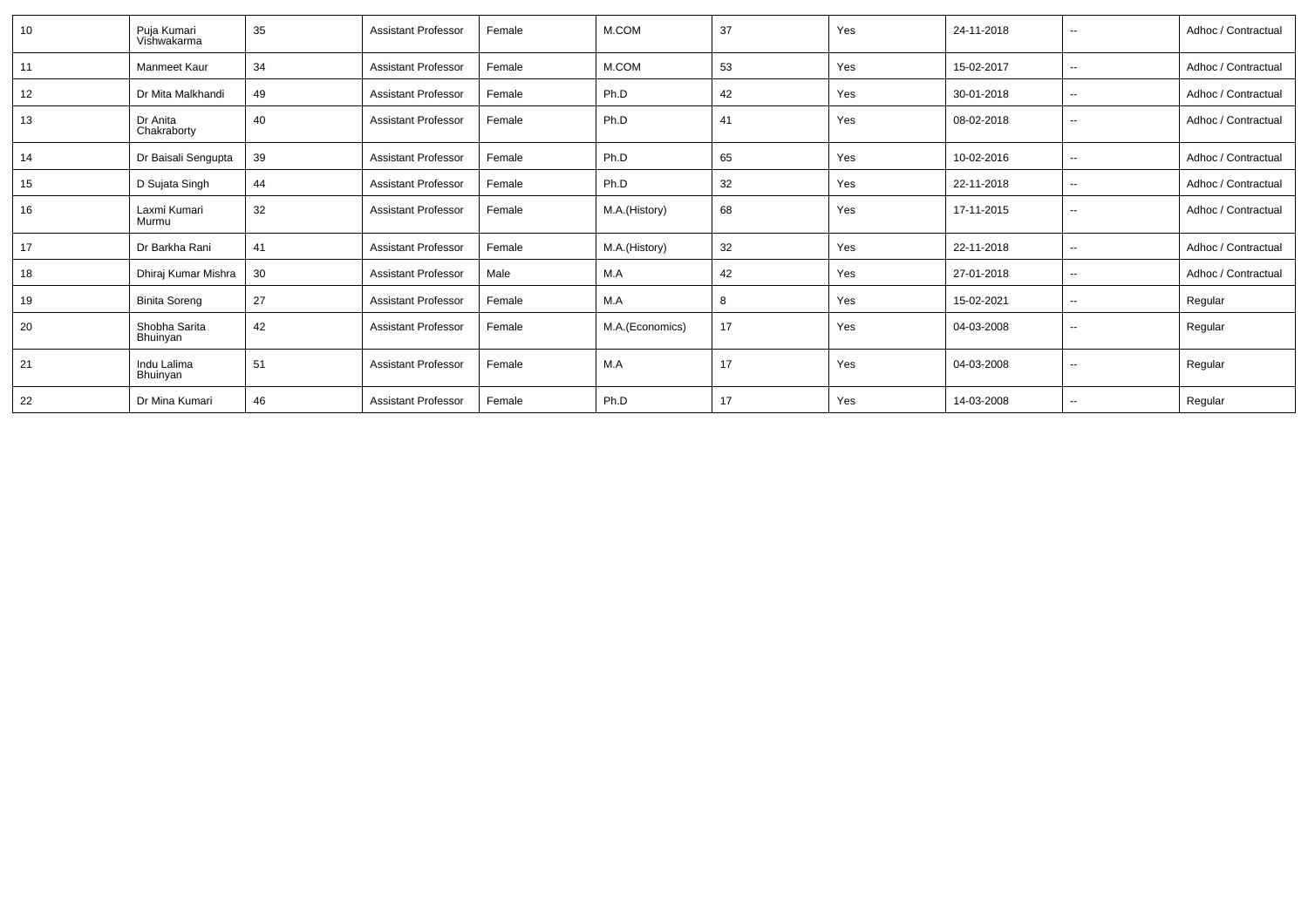| | | | | | | | | | | |
|---|---|---|---|---|---|---|---|---|---|---|
| 10 | Puja Kumari Vishwakarma | 35 | Assistant Professor | Female | M.COM | 37 | Yes | 24-11-2018 | -- | Adhoc / Contractual |
| 11 | Manmeet Kaur | 34 | Assistant Professor | Female | M.COM | 53 | Yes | 15-02-2017 | -- | Adhoc / Contractual |
| 12 | Dr Mita Malkhandi | 49 | Assistant Professor | Female | Ph.D | 42 | Yes | 30-01-2018 | -- | Adhoc / Contractual |
| 13 | Dr Anita Chakraborty | 40 | Assistant Professor | Female | Ph.D | 41 | Yes | 08-02-2018 | -- | Adhoc / Contractual |
| 14 | Dr Baisali Sengupta | 39 | Assistant Professor | Female | Ph.D | 65 | Yes | 10-02-2016 | -- | Adhoc / Contractual |
| 15 | D Sujata Singh | 44 | Assistant Professor | Female | Ph.D | 32 | Yes | 22-11-2018 | -- | Adhoc / Contractual |
| 16 | Laxmi Kumari Murmu | 32 | Assistant Professor | Female | M.A.(History) | 68 | Yes | 17-11-2015 | -- | Adhoc / Contractual |
| 17 | Dr Barkha Rani | 41 | Assistant Professor | Female | M.A.(History) | 32 | Yes | 22-11-2018 | -- | Adhoc / Contractual |
| 18 | Dhiraj Kumar Mishra | 30 | Assistant Professor | Male | M.A | 42 | Yes | 27-01-2018 | -- | Adhoc / Contractual |
| 19 | Binita Soreng | 27 | Assistant Professor | Female | M.A | 8 | Yes | 15-02-2021 | -- | Regular |
| 20 | Shobha Sarita Bhuinyan | 42 | Assistant Professor | Female | M.A.(Economics) | 17 | Yes | 04-03-2008 | -- | Regular |
| 21 | Indu Lalima Bhuinyan | 51 | Assistant Professor | Female | M.A | 17 | Yes | 04-03-2008 | -- | Regular |
| 22 | Dr Mina Kumari | 46 | Assistant Professor | Female | Ph.D | 17 | Yes | 14-03-2008 | -- | Regular |